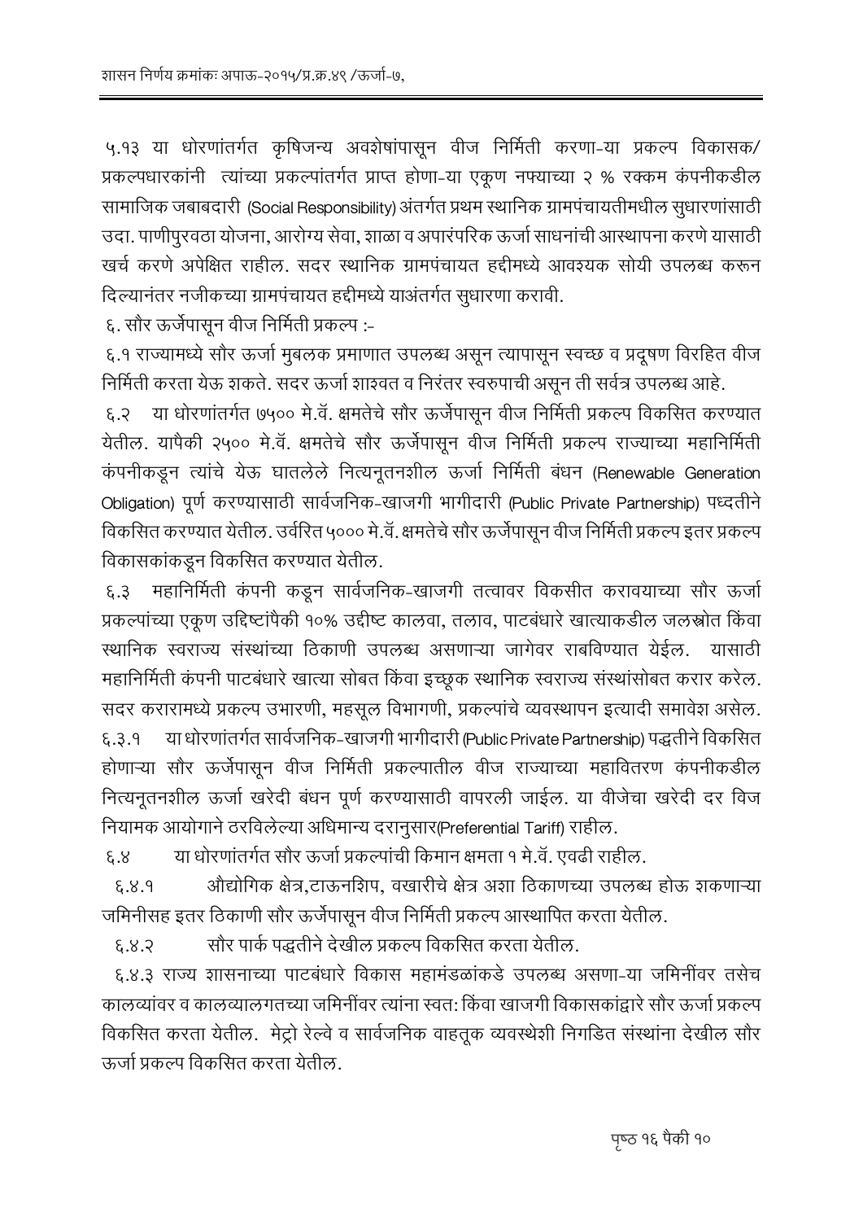५.१३ या धोरणांतर्गत कृषिजन्य अवशेषांपासून वीज निर्मिती करणा-या प्रकल्प विकासक/ प्रकल्पधारकांनी त्यांच्या प्रकल्पांतर्गत प्राप्त होणा-या एकूण नफ्याच्या २ % रक्कम कंपनीकडील सामाजिक जबाबदारी (Social Responsibility) अंतर्गत प्रथम स्थानिक ग्रामपंचायतीमधील सुधारणांसाठी उदा. पाणीपुरवठा योजना, आरोग्य सेवा, शाळा व अपारंपरिक ऊर्जा साधनांची आस्थापना करणे यासाठी खर्च करणे अपेक्षित राहील. सदर स्थानिक ग्रामपंचायत हद्दीमध्ये आवश्यक सोयी उपलब्ध करून दिल्यानंतर नजीकच्या ग्रामपंचायत हद्दीमध्ये याअंतर्गत सुधारणा करावी.

६. सौर ऊर्जेपासून वीज निर्मिती प्रकल्प :-

६.१ राज्यामध्ये सौर ऊर्जा मुबलक प्रमाणात उपलब्ध असून त्यापासून स्वच्छ व प्रदूषण विरहित वीज निर्मिती करता येऊ शकते. सदर ऊर्जा शाश्वत व निरंतर स्वरुपाची असून ती सर्वत्र उपलब्ध आहे.

६.२ या धोरणांतर्गत ७५०० मे.वॅ. क्षमतेचे सौर ऊर्जेपासून वीज निर्मिती प्रकल्प विकसित करण्यात येतील. यापैकी २५०० मे.वॅ. क्षमतेचे सौर ऊर्जेपासून वीज निर्मिती प्रकल्प राज्याच्या महानिर्मिती कंपनीकडून त्यांचे येऊ घातलेले नित्यनूतनशील ऊर्जा निर्मिती बंधन (Renewable Generation Obligation) पूर्ण करण्यासाठी सार्वजनिक-खाजगी भागीदारी (Public Private Partnership) पध्दतीने विकसित करण्यात येतील. उर्वरित ५००० मे.वॅ. क्षमतेचे सौर ऊर्जेपासून वीज निर्मिती प्रकल्प इतर प्रकल्प विकासकांकडून विकसित करण्यात येतील.

६.३ महानिर्मिती कंपनी कडून सार्वजनिक-खाजगी तत्वावर विकसीत करावयाच्या सौर ऊर्जा प्रकल्पांच्या एकूण उद्दिष्टांपैकी १०% उद्दीष्ट कालवा, तलाव, पाटबंधारे खात्याकडील जलस्त्रोत किंवा स्थानिक स्वराज्य संस्थांच्या ठिकाणी उपलब्ध असणाऱ्या जागेवर राबविण्यात येईल. यासाठी महानिर्मिती कंपनी पाटबंधारे खात्या सोबत किंवा इच्छूक स्थानिक स्वराज्य संस्थांसोबत करार करेल. सदर करारामध्ये प्रकल्प उभारणी, महसूल विभागणी, प्रकल्पांचे व्यवस्थापन इत्यादी समावेश असेल.

६.३.१ या धोरणांतर्गत सार्वजनिक-खाजगी भागीदारी (Public Private Partnership) पद्धतीने विकसित होणाऱ्या सौर ऊर्जेपासून वीज निर्मिती प्रकल्पातील वीज राज्याच्या महावितरण कंपनीकडील नित्यनूतनशील ऊर्जा खरेदी बंधन पूर्ण करण्यासाठी वापरली जाईल. या वीजेचा खरेदी दर विज नियामक आयोगाने ठरविलेल्या अधिमान्य दरानुसार(Preferential Tariff) राहील.

६.४ या धोरणांतर्गत सौर ऊर्जा प्रकल्पांची किमान क्षमता १ मे.वॅ. एवढी राहील.

६.४.१ औद्योगिक क्षेत्र,टाऊनशिप, वखारीचे क्षेत्र अशा ठिकाणच्या उपलब्ध होऊ शकणाऱ्या जमिनीसह इतर ठिकाणी सौर ऊर्जेपासून वीज निर्मिती प्रकल्प आस्थापित करता येतील.

६.४.२ सौर पार्क पद्धतीने देखील प्रकल्प विकसित करता येतील.

६.४.३ राज्य शासनाच्या पाटबंधारे विकास महामंडळांकडे उपलब्ध असणा-या जमिनींवर तसेच कालव्यांवर व कालव्यालगतच्या जमिनींवर त्यांना स्वत: किंवा खाजगी विकासकांद्वारे सौर ऊर्जा प्रकल्प विकसित करता येतील. मेट्रो रेल्वे व सार्वजनिक वाहतूक व्यवस्थेशी निगडित संस्थांना देखील सौर ऊर्जा प्रकल्प विकसित करता येतील.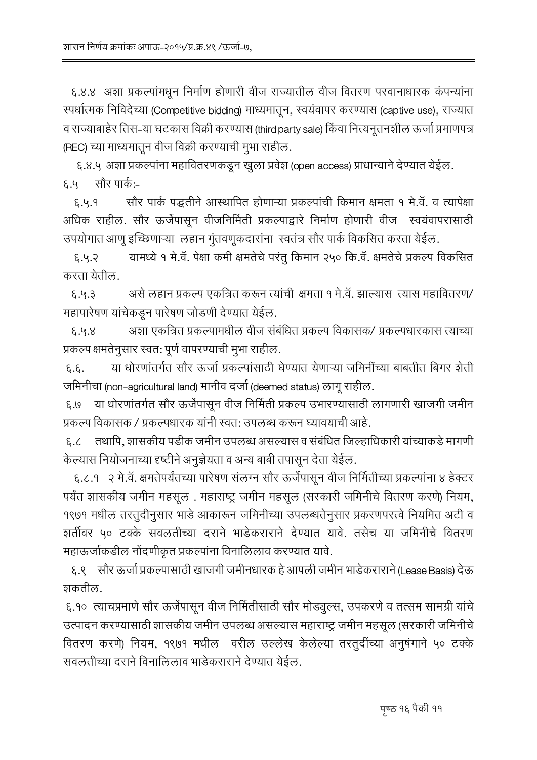६.४.४ अशा प्रकल्पांमधून निर्माण होणारी वीज राज्यातील वीज वितरण परवानाधारक कंपन्यांना स्पर्धात्मक निविदेच्या (Competitive bidding) माध्यमातून, स्वयंवापर करण्यास (captive use), राज्यात व राज्याबाहेर तिस-या घटकास विक्री करण्यास (third party sale) किंवा नित्यनूतनशील ऊर्जा प्रमाणपत्र (REC) च्या माध्यमातून वीज विक्री करण्याची मुभा राहील.

६.४.५ अशा प्रकल्पांना महावितरणकडून खुला प्रवेश (open access) प्राधान्याने देण्यात येईल.

६.५ सौर पार्क:-

६.५.१ सौर पार्क पद्धतीने आस्थापित होणाऱ्या प्रकल्पांची किमान क्षमता १ मे.वॅ. व त्यापेक्षा अधिक राहील. सौर ऊर्जेपासून वीजनिर्मिती प्रकल्पाद्वारे निर्माण होणारी वीज स्वयंवापरासाठी उपयोगात आणू इच्छिणाऱ्या लहान गुंतवणूकदारांना स्वतंत्र सौर पार्क विकसित करता येईल.

६.५.२ यामध्ये १ मे.वॅ. पेक्षा कमी क्षमतेचे परंतु किमान २५० कि.वॅ. क्षमतेचे प्रकल्प विकसित करता येतील.

६.५.३ असे लहान प्रकल्प एकत्रित करून त्यांची क्षमता १ मे.वॅ. झाल्यास त्यास महावितरण/ महापारेषण यांचेकडून पारेषण जोडणी देण्यात येईल.

६.५.४ अशा एकत्रित प्रकल्पामधील वीज संबंधित प्रकल्प विकासक/ प्रकल्पधारकास त्याच्या प्रकल्प क्षमतेनुसार स्वत: पूर्ण वापरण्याची मुभा राहील.

६.६. या धोरणांतर्गत सौर ऊर्जा प्रकल्पांसाठी घेण्यात येणाऱ्या जमिनींच्या बाबतीत बिगर शेती जमिनीचा (non-agricultural land) मानीव दर्जा (deemed status) लागू राहील.

६.७ या धोरणांतर्गत सौर ऊर्जेपासून वीज निर्मिती प्रकल्प उभारण्यासाठी लागणारी खाजगी जमीन प्रकल्प विकासक / प्रकल्पधारक यांनी स्वत: उपलब्ध करून घ्यावयाची आहे.

६.८ तथापि, शासकीय पडीक जमीन उपलब्ध असल्यास व संबंधित जिल्हाधिकारी यांच्याकडे मागणी केल्यास नियोजनाच्या दृष्टीने अनुज्ञेयता व अन्य बाबी तपासून देता येईल.

६.८.१ २ मे.वॅ. क्षमतेपर्यंतच्या पारेषण संलग्न सौर ऊर्जेपासून वीज निर्मितीच्या प्रकल्पांना ४ हेक्टर पर्यंत शासकीय जमीन महसूल . महाराष्ट्र जमीन महसूल (सरकारी जमिनीचे वितरण करणे) नियम, १९७१ मधील तरतुदीनुसार भाडे आकारून जमिनीच्या उपलब्धतेनुसार प्रकरणपरत्वे नियमित अटी व शर्तीवर ५० टक्के सवलतीच्या दराने भाडेकराराने देण्यात यावे. तसेच या जमिनीचे वितरण महाऊर्जाकडील नोंदणीकृत प्रकल्पांना विनालिलाव करण्यात यावे.

६.९ सौर ऊर्जा प्रकल्पासाठी खाजगी जमीनधारक हे आपली जमीन भाडेकराराने (Lease Basis) देऊ शकतील.

६.१० त्याचप्रमाणे सौर ऊर्जेपासून वीज निर्मितीसाठी सौर मोड्युल्स, उपकरणे व तत्सम सामग्री यांचे उत्पादन करण्यासाठी शासकीय जमीन उपलब्ध असल्यास महाराष्ट्र जमीन महसूल (सरकारी जमिनीचे वितरण करणे) नियम, १९७१ मधील वरील उल्लेख केलेल्या तरतुदींच्या अनुषंगाने ५० टक्के सवलतीच्या दराने विनालिलाव भाडेकराराने देण्यात येईल.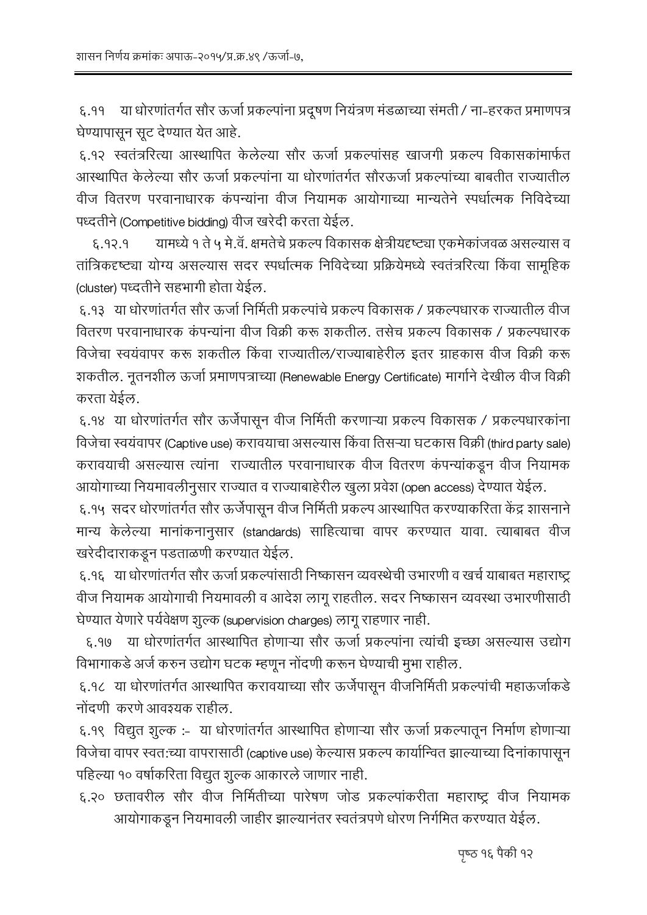६.११ या धोरणांतर्गत सौर ऊर्जा प्रकल्पांना प्रदूषण नियंत्रण मंडळाच्या संमती / ना-हरकत प्रमाणपत्र घेण्यापासून सूट देण्यात येत आहे.

६.१२ स्वतंत्ररित्या आस्थापित केलेल्या सौर ऊर्जा प्रकल्पांसह खाजगी प्रकल्प विकासकांमार्फत आस्थापित केलेल्या सौर ऊर्जा प्रकल्पांना या धोरणांतर्गत सौरऊर्जा प्रकल्पांच्या बाबतीत राज्यातील वीज वितरण परवानाधारक कंपन्यांना वीज नियामक आयोगाच्या मान्यतेने स्पर्धात्मक निविदेच्या पध्दतीने (Competitive bidding) वीज खरेदी करता येईल.

६.१२.१ यामध्ये १ ते ५ मे.वॅ. क्षमतेचे प्रकल्प विकासक क्षेत्रीयदृष्ट्या एकमेकांजवळ असल्यास व तांत्रिकदृष्ट्या योग्य असल्यास सदर स्पर्धात्मक निविदेच्या प्रक्रियेमध्ये स्वतंत्ररित्या किंवा सामूहिक (cluster) पध्दतीने सहभागी होता येईल.

६.१३ या धोरणांतर्गत सौर ऊर्जा निर्मिती प्रकल्पांचे प्रकल्प विकासक / प्रकल्पधारक राज्यातील वीज वितरण परवानाधारक कंपन्यांना वीज विक्री करू शकतील. तसेच प्रकल्प विकासक / प्रकल्पधारक विजेचा स्वयंवापर करू शकतील किंवा राज्यातील/राज्याबाहेरील इतर ग्राहकास वीज विक्री करू शकतील. नूतनशील ऊर्जा प्रमाणपत्राच्या (Renewable Energy Certificate) मार्गाने देखील वीज विक्री करता येईल.

६.१४ या धोरणांतर्गत सौर ऊर्जेपासून वीज निर्मिती करणाऱ्या प्रकल्प विकासक / प्रकल्पधारकांना विजेचा स्वयंवापर (Captive use) करावयाचा असल्यास किंवा तिसऱ्या घटकास विक्री (third party sale) करावयाची असल्यास त्यांना राज्यातील परवानाधारक वीज वितरण कंपन्यांकडून वीज नियामक आयोगाच्या नियमावलीनुसार राज्यात व राज्याबाहेरील खुला प्रवेश (open access) देण्यात येईल.

६.१५ सदर धोरणांतर्गत सौर ऊर्जेपासून वीज निर्मिती प्रकल्प आस्थापित करण्याकरिता केंद्र शासनाने मान्य केलेल्या मानांकनानुसार (standards) साहित्याचा वापर करण्यात यावा. त्याबाबत वीज खरेदीदाराकडून पडताळणी करण्यात येईल.

६.१६ या धोरणांतर्गत सौर ऊर्जा प्रकल्पांसाठी निष्कासन व्यवस्थेची उभारणी व खर्च याबाबत महाराष्ट्र वीज नियामक आयोगाची नियमावली व आदेश लागू राहतील. सदर निष्कासन व्यवस्था उभारणीसाठी घेण्यात येणारे पर्यवेक्षण शुल्क (supervision charges) लागू राहणार नाही.

६.१७ या धोरणांतर्गत आस्थापित होणाऱ्या सौर ऊर्जा प्रकल्पांना त्यांची इच्छा असल्यास उद्योग विभागाकडे अर्ज करुन उद्योग घटक म्हणून नोंदणी करून घेण्याची मुभा राहील.

६.१८ या धोरणांतर्गत आस्थापित करावयाच्या सौर ऊर्जेपासून वीजनिर्मिती प्रकल्पांची महाऊर्जाकडे नोंदणी करणे आवश्यक राहील.

६.१९ विद्युत शुल्क :- या धोरणांतर्गत आस्थापित होणाऱ्या सौर ऊर्जा प्रकल्पातून निर्माण होणाऱ्या विजेचा वापर स्वत:च्या वापरासाठी (captive use) केल्यास प्रकल्प कार्यान्वित झाल्याच्या दिनांकापासून पहिल्या १० वर्षाकरिता विद्युत शुल्क आकारले जाणार नाही.

६.२० छतावरील सौर वीज निर्मितीच्या पारेषण जोड प्रकल्पांकरीता महाराष्ट्र वीज नियामक आयोगाकडून नियमावली जाहीर झाल्यानंतर स्वतंत्रपणे धोरण निर्गमित करण्यात येईल.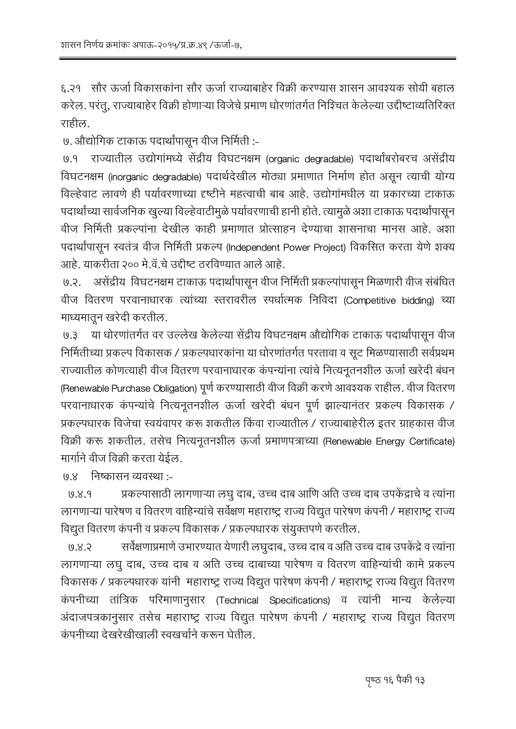६.२१ सौर ऊर्जा विकासकांना सौर ऊर्जा राज्याबाहेर विक्री करण्यास शासन आवश्यक सोयी बहाल करेल. परंतु, राज्याबाहेर विक्री होणाऱ्या विजेचे प्रमाण धोरणांतर्गत निश्चित केलेल्या उद्दीष्टाव्यतिरिक्त राहील.

७. औद्योगिक टाकाऊ पदार्थापासून वीज निर्मिती :-

७.१ राज्यातील उद्योगांमध्ये सेंद्रीय विघटनक्षम (organic degradable) पदार्थांबरोबरच असेंद्रीय विघटनक्षम (inorganic degradable) पदार्थदेखील मोठ्या प्रमाणात निर्माण होत असून त्याची योग्य विल्हेवाट लावणे ही पर्यावरणाच्या दृष्टीने महत्वाची बाब आहे. उद्योगांमधील या प्रकारच्या टाकाऊ पदार्थांच्या सार्वजनिक खुल्या विल्हेवाटीमुळे पर्यावरणाची हानी होते. त्यामुळे अशा टाकाऊ पदार्थांपासून वीज निर्मिती प्रकल्पांना देखील काही प्रमाणात प्रोत्साहन देण्याचा शासनाचा मानस आहे. अशा पदार्थांपासून स्वतंत्र वीज निर्मिती प्रकल्प (Independent Power Project) विकसित करता येणे शक्य आहे. याकरीता २०० मे.वॅ.चे उद्दीष्ट ठरविण्यात आले आहे.

७.२. असेंद्रीय विघटनक्षम टाकाऊ पदार्थांपासून वीज निर्मिती प्रकल्पांपासून मिळणारी वीज संबंधित वीज वितरण परवानाधारक त्यांच्या स्तरावरील स्पर्धात्मक निविदा (Competitive bidding) च्या माध्यमातून खरेदी करतील.

७.३ या धोरणांतर्गत वर उल्लेख केलेल्या सेंद्रीय विघटनक्षम औद्योगिक टाकाऊ पदार्थांपासून वीज निर्मितीच्या प्रकल्प विकासक / प्रकल्पधारकांना या धोरणांतर्गत परतावा व सूट मिळण्यासाठी सर्वप्रथम राज्यातील कोणत्याही वीज वितरण परवानाधारक कंपन्यांना त्यांचे नित्यनूतनशील ऊर्जा खरेदी बंधन (Renewable Purchase Obligation) पूर्ण करण्यासाठी वीज विक्री करणे आवश्यक राहील. वीज वितरण परवानाधारक कंपन्यांचे नित्यनूतनशील ऊर्जा खरेदी बंधन पूर्ण झाल्यानंतर प्रकल्प विकासक / प्रकल्पधारक विजेचा स्वयंवापर करू शकतील किंवा राज्यातील / राज्याबाहेरील इतर ग्राहकास वीज विक्री करू शकतील. तसेच नित्यनूतनशील ऊर्जा प्रमाणपत्राच्या (Renewable Energy Certificate) मार्गाने वीज विक्री करता येईल.

७.४ निष्कासन व्यवस्था :-

७.४.१ प्रकल्पासाठी लागणाऱ्या लघु दाब, उच्च दाब आणि अति उच्च दाब उपकेंद्राचे व त्यांना लागणाऱ्या पारेषण व वितरण वाहिन्यांचे सर्वेक्षण महाराष्ट्र राज्य विद्युत पारेषण कंपनी / महाराष्ट्र राज्य विद्युत वितरण कंपनी व प्रकल्प विकासक / प्रकल्पधारक संयुक्तपणे करतील.

७.४.२ सर्वेक्षणाप्रमाणे उभारण्यात येणारी लघुदाब, उच्च दाब व अति उच्च दाब उपकेंद्रे व त्यांना लागणाऱ्या लघु दाब, उच्च दाब व अति उच्च दाबाच्या पारेषण व वितरण वाहिन्यांची कामे प्रकल्प विकासक / प्रकल्पधारक यांनी महाराष्ट्र राज्य विद्युत पारेषण कंपनी / महाराष्ट्र राज्य विद्युत वितरण कंपनीच्या तांत्रिक परिमाणानुसार (Technical Specifications) व त्यांनी मान्य केलेल्या अंदाजपत्रकानुसार तसेच महाराष्ट्र राज्य विद्युत पारेषण कंपनी / महाराष्ट्र राज्य विद्युत वितरण कंपनीच्या देखरेखीखाली स्वखर्चाने करून घेतील.